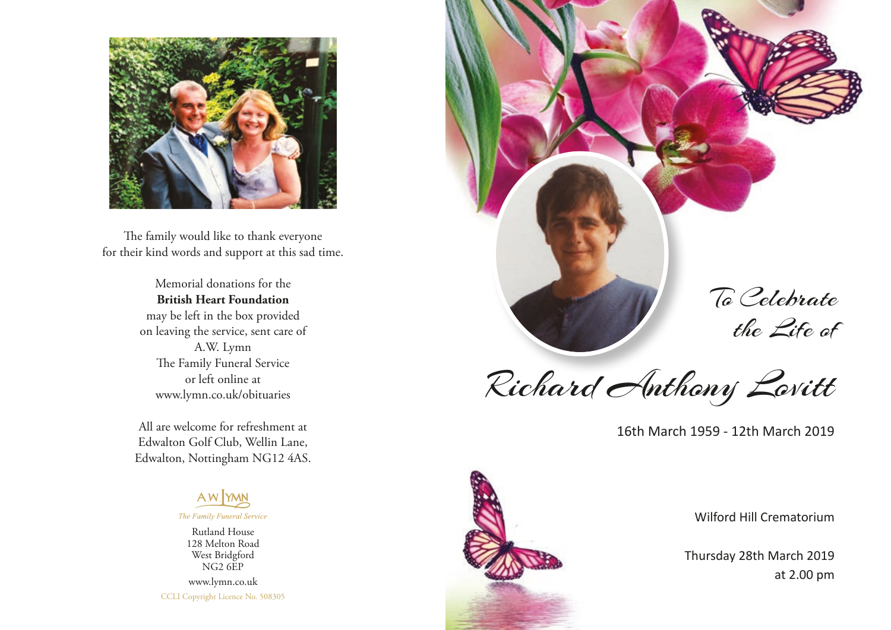The family would like to thank everyone for their kind words and support at this sad time.

Memorial donations for the
**British Heart Foundation**
may be left in the box provided on leaving the service, sent care of
A.W. Lymn
The Family Funeral Service
or left online at
www.lymn.co.uk/obituaries

All are welcome for refreshment at
Edwalton Golf Club, Wellin Lane,
Edwalton, Nottingham NG12 4AS.

A.W. LYMN
*The Family Funeral Service*

Rutland House
128 Melton Road
West Bridgford
NG2 6EP

www.lymn.co.uk

CCLI Copyright Licence No. 508305

*To Celebrate the Life of*

# *Richard Anthony Lovitt*

16th March 1959 - 12th March 2019

Wilford Hill Crematorium

Thursday 28th March 2019
at 2.00 pm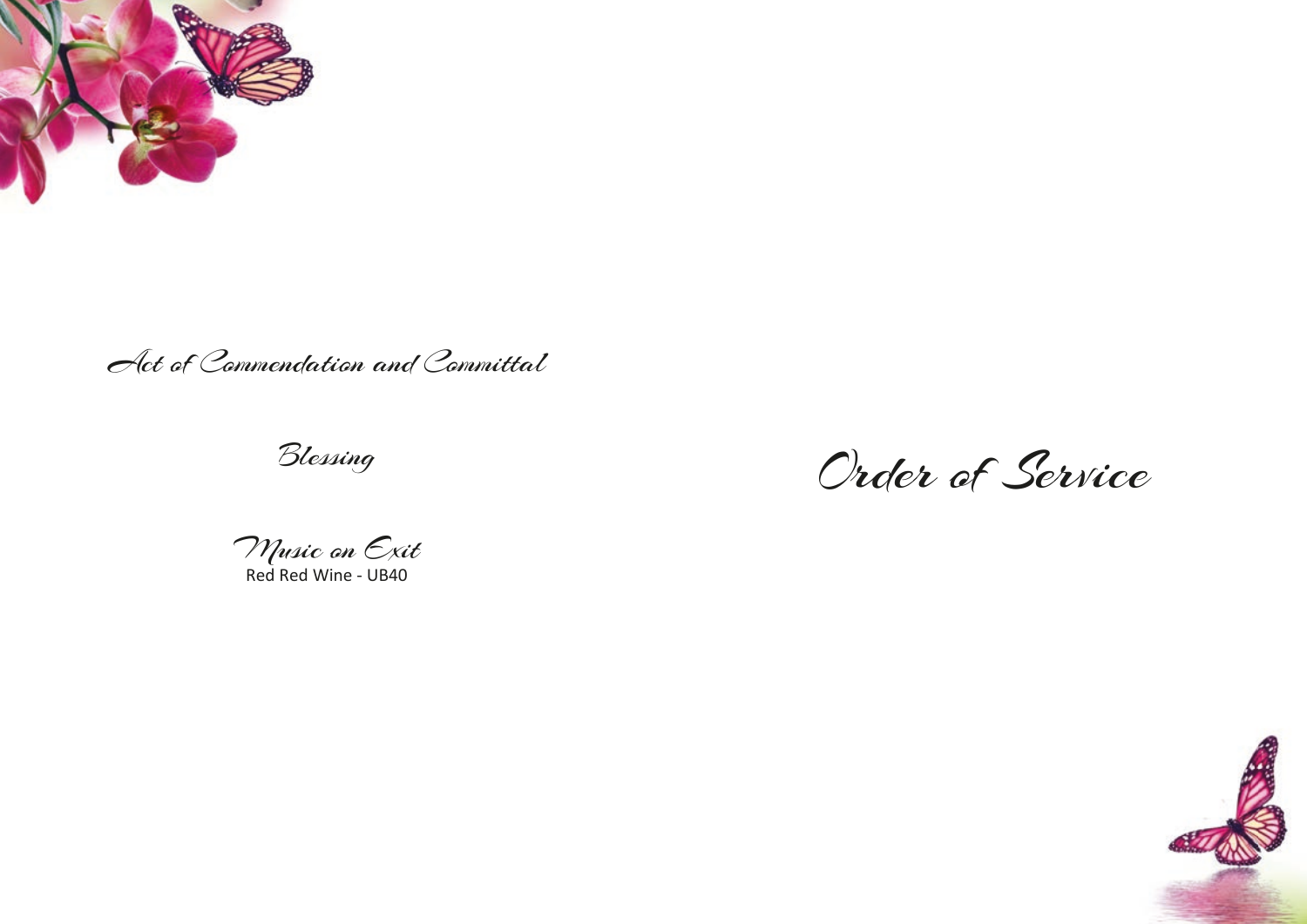## Act of Commendation and Committal

## Blessing

## Music on Exit

Red Red Wine - UB40

# Order of Service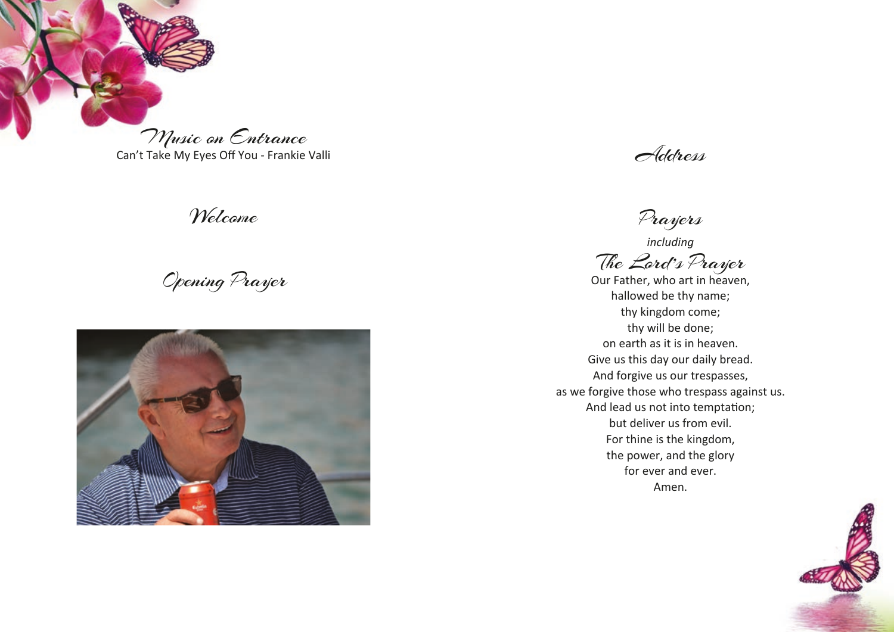## Music on Entrance

Can't Take My Eyes Off You - Frankie Valli

## Welcome

## Opening Prayer

## Address

## Prayers

*including*

## The Lord's Prayer

Our Father, who art in heaven,
hallowed be thy name;
thy kingdom come;
thy will be done;
on earth as it is in heaven.
Give us this day our daily bread.
And forgive us our trespasses,
as we forgive those who trespass against us.
And lead us not into temptation;
but deliver us from evil.
For thine is the kingdom,
the power, and the glory
for ever and ever.
Amen.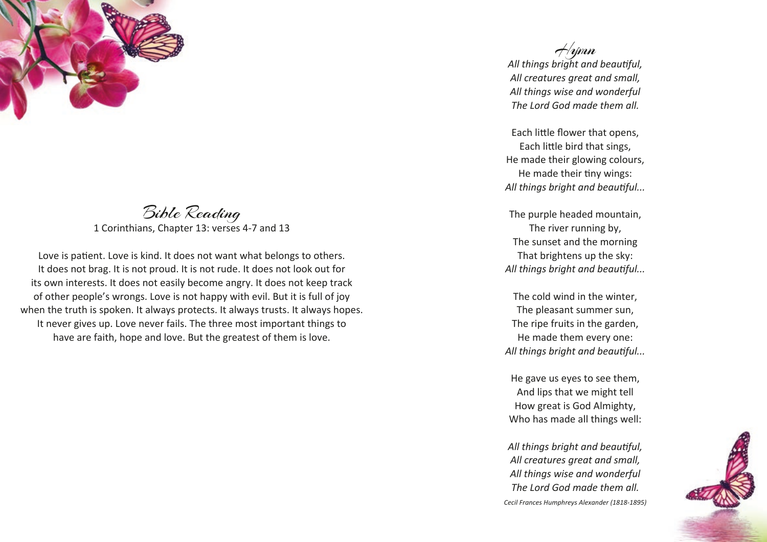## Bible Reading

1 Corinthians, Chapter 13: verses 4-7 and 13

Love is patient. Love is kind. It does not want what belongs to others. It does not brag. It is not proud. It is not rude. It does not look out for its own interests. It does not easily become angry. It does not keep track of other people's wrongs. Love is not happy with evil. But it is full of joy when the truth is spoken. It always protects. It always trusts. It always hopes. It never gives up. Love never fails. The three most important things to have are faith, hope and love. But the greatest of them is love.

## Hymn

*All things bright and beautiful,*
*All creatures great and small,*
*All things wise and wonderful*
*The Lord God made them all.*

Each little flower that opens,
Each little bird that sings,
He made their glowing colours,
He made their tiny wings:
*All things bright and beautiful...*

The purple headed mountain,
The river running by,
The sunset and the morning
That brightens up the sky:
*All things bright and beautiful...*

The cold wind in the winter,
The pleasant summer sun,
The ripe fruits in the garden,
He made them every one:
*All things bright and beautiful...*

He gave us eyes to see them,
And lips that we might tell
How great is God Almighty,
Who has made all things well:

*All things bright and beautiful,*
*All creatures great and small,*
*All things wise and wonderful*
*The Lord God made them all.*

*Cecil Frances Humphreys Alexander (1818-1895)*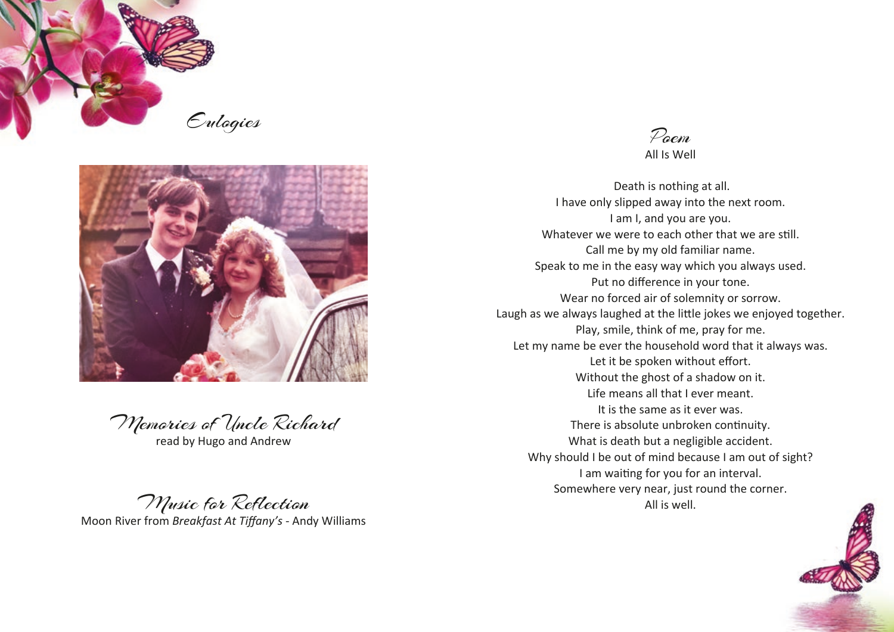## Eulogies

### Memories of Uncle Richard

read by Hugo and Andrew

### Music for Reflection

Moon River from *Breakfast At Tiffany's* - Andy Williams

## Poem

All Is Well

Death is nothing at all.
I have only slipped away into the next room.
I am I, and you are you.
Whatever we were to each other that we are still.
Call me by my old familiar name.
Speak to me in the easy way which you always used.
Put no difference in your tone.
Wear no forced air of solemnity or sorrow.
Laugh as we always laughed at the little jokes we enjoyed together.
Play, smile, think of me, pray for me.
Let my name be ever the household word that it always was.
Let it be spoken without effort.
Without the ghost of a shadow on it.
Life means all that I ever meant.
It is the same as it ever was.
There is absolute unbroken continuity.
What is death but a negligible accident.
Why should I be out of mind because I am out of sight?
I am waiting for you for an interval.
Somewhere very near, just round the corner.
All is well.